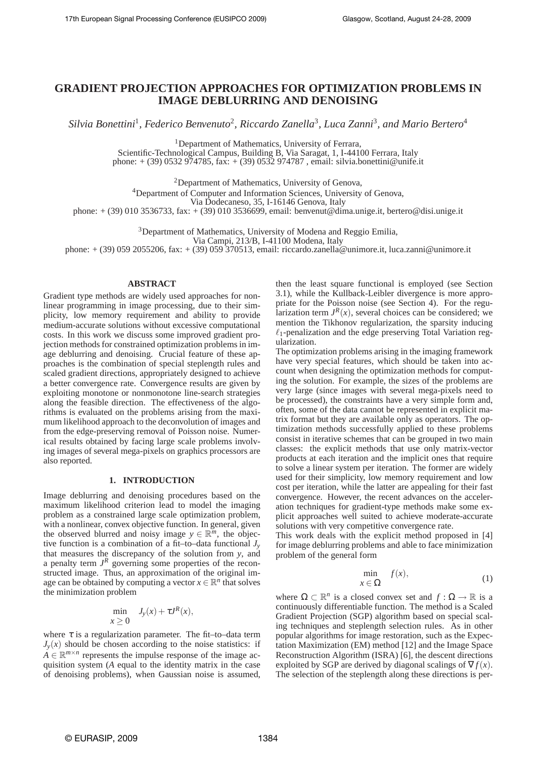# GRADIENT PROJECTION APPROACHES FOR OPTIMIZATION PROBLEMS IN IMAGE DEBLURRING AND DENOISING

*Silvia Bonettini*[1], *Federico Benvenuto*[2], *Riccardo Zanella*[3], *Luca Zanni*[3], *and Mario Bertero*[4]

[1]Department of Mathematics, University of Ferrara,
Scientific-Technological Campus, Building B, Via Saragat, 1, I-44100 Ferrara, Italy
phone: + (39) 0532 974785, fax: + (39) 0532 974787 , email: silvia.bonettini@unife.it

[2]Department of Mathematics, University of Genova,
[4]Department of Computer and Information Sciences, University of Genova,
Via Dodecaneso, 35, I-16146 Genova, Italy
phone: + (39) 010 3536733, fax: + (39) 010 3536699, email: benvenut@dima.unige.it, bertero@disi.unige.it

[3]Department of Mathematics, University of Modena and Reggio Emilia,
Via Campi, 213/B, I-41100 Modena, Italy
phone: + (39) 059 2055206, fax: + (39) 059 370513, email: riccardo.zanella@unimore.it, luca.zanni@unimore.it

## ABSTRACT

Gradient type methods are widely used approaches for nonlinear programming in image processing, due to their simplicity, low memory requirement and ability to provide medium-accurate solutions without excessive computational costs. In this work we discuss some improved gradient projection methods for constrained optimization problems in image deblurring and denoising. Crucial feature of these approaches is the combination of special steplength rules and scaled gradient directions, appropriately designed to achieve a better convergence rate. Convergence results are given by exploiting monotone or nonmonotone line-search strategies along the feasible direction. The effectiveness of the algorithms is evaluated on the problems arising from the maximum likelihood approach to the deconvolution of images and from the edge-preserving removal of Poisson noise. Numerical results obtained by facing large scale problems involving images of several mega-pixels on graphics processors are also reported.

## 1. INTRODUCTION

Image deblurring and denoising procedures based on the maximum likelihood criterion lead to model the imaging problem as a constrained large scale optimization problem, with a nonlinear, convex objective function. In general, given the observed blurred and noisy image $y \in \mathbb{R}^m$, the objective function is a combination of a fit–to–data functional $J_y$ that measures the discrepancy of the solution from $y$, and a penalty term $J^R$ governing some properties of the reconstructed image. Thus, an approximation of the original image can be obtained by computing a vector $x \in \mathbb{R}^n$ that solves the minimization problem

$$\min_{x \geq 0} \quad J_y(x) + \tau J^R(x),$$

where $\tau$ is a regularization parameter. The fit–to–data term $J_y(x)$ should be chosen according to the noise statistics: if $A \in \mathbb{R}^{m \times n}$ represents the impulse response of the image acquisition system ($A$ equal to the identity matrix in the case of denoising problems), when Gaussian noise is assumed, then the least square functional is employed (see Section 3.1), while the Kullback-Leibler divergence is more appropriate for the Poisson noise (see Section 4). For the regularization term $J^R(x)$, several choices can be considered; we mention the Tikhonov regularization, the sparsity inducing $\ell_1$-penalization and the edge preserving Total Variation regularization.

The optimization problems arising in the imaging framework have very special features, which should be taken into account when designing the optimization methods for computing the solution. For example, the sizes of the problems are very large (since images with several mega-pixels need to be processed), the constraints have a very simple form and, often, some of the data cannot be represented in explicit matrix format but they are available only as operators. The optimization methods successfully applied to these problems consist in iterative schemes that can be grouped in two main classes: the explicit methods that use only matrix-vector products at each iteration and the implicit ones that require to solve a linear system per iteration. The former are widely used for their simplicity, low memory requirement and low cost per iteration, while the latter are appealing for their fast convergence. However, the recent advances on the acceleration techniques for gradient-type methods make some explicit approaches well suited to achieve moderate-accurate solutions with very competitive convergence rate.

This work deals with the explicit method proposed in [4] for image deblurring problems and able to face minimization problem of the general form

$$\min_{x \in \Omega} \quad f(x), \tag{1}$$

where $\Omega \subset \mathbb{R}^n$ is a closed convex set and $f : \Omega \to \mathbb{R}$ is a continuously differentiable function. The method is a Scaled Gradient Projection (SGP) algorithm based on special scaling techniques and steplength selection rules. As in other popular algorithms for image restoration, such as the Expectation Maximization (EM) method [12] and the Image Space Reconstruction Algorithm (ISRA) [6], the descent directions exploited by SGP are derived by diagonal scalings of $\nabla f(x)$. The selection of the steplength along these directions is per-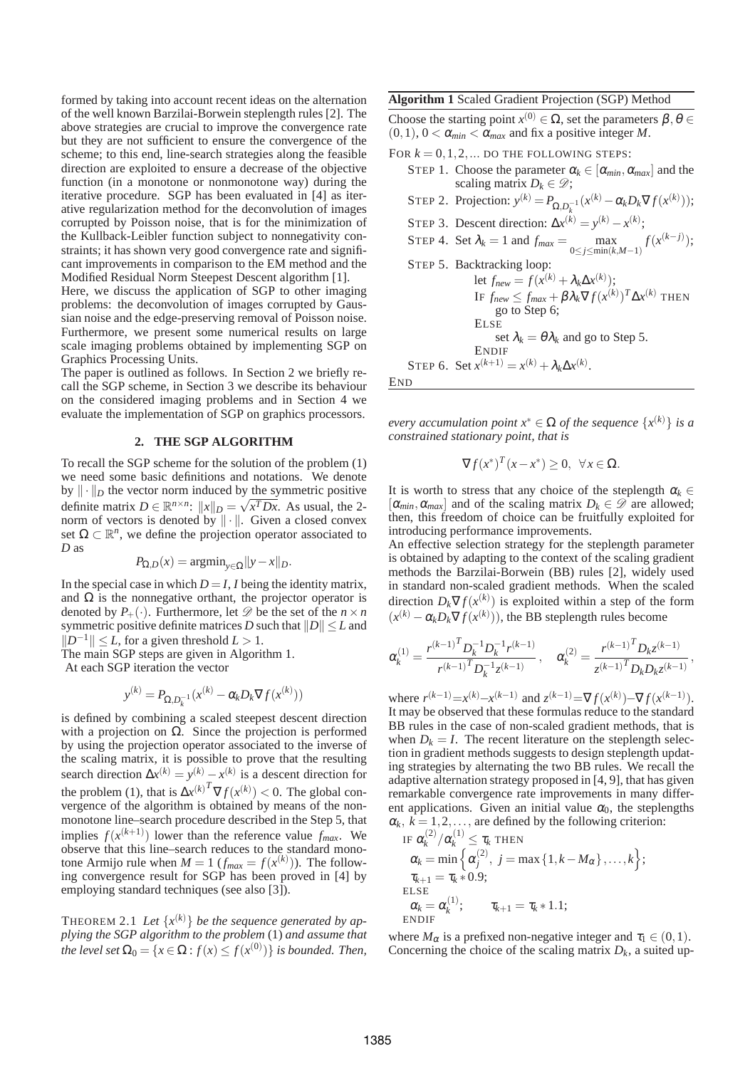formed by taking into account recent ideas on the alternation of the well known Barzilai-Borwein steplength rules [2]. The above strategies are crucial to improve the convergence rate but they are not sufficient to ensure the convergence of the scheme; to this end, line-search strategies along the feasible direction are exploited to ensure a decrease of the objective function (in a monotone or nonmonotone way) during the iterative procedure. SGP has been evaluated in [4] as iterative regularization method for the deconvolution of images corrupted by Poisson noise, that is for the minimization of the Kullback-Leibler function subject to nonnegativity constraints; it has shown very good convergence rate and significant improvements in comparison to the EM method and the Modified Residual Norm Steepest Descent algorithm [1].

Here, we discuss the application of SGP to other imaging problems: the deconvolution of images corrupted by Gaussian noise and the edge-preserving removal of Poisson noise. Furthermore, we present some numerical results on large scale imaging problems obtained by implementing SGP on Graphics Processing Units.

The paper is outlined as follows. In Section 2 we briefly recall the SGP scheme, in Section 3 we describe its behaviour on the considered imaging problems and in Section 4 we evaluate the implementation of SGP on graphics processors.

## 2. THE SGP ALGORITHM

To recall the SGP scheme for the solution of the problem (1) we need some basic definitions and notations. We denote by $\|\cdot\|_D$ the vector norm induced by the symmetric positive definite matrix $D \in \mathbb{R}^{n\times n}$: $\|x\|_D = \sqrt{x^T D x}$. As usual, the 2-norm of vectors is denoted by $\|\cdot\|$. Given a closed convex set $\Omega \subset \mathbb{R}^n$, we define the projection operator associated to $D$ as

$$P_{\Omega,D}(x) = \operatorname{argmin}_{y\in\Omega} \|y - x\|_D.$$

In the special case in which $D = I$, $I$ being the identity matrix, and $\Omega$ is the nonnegative orthant, the projector operator is denoted by $P_+(\cdot)$. Furthermore, let $\mathscr{D}$ be the set of the $n\times n$ symmetric positive definite matrices $D$ such that $\|D\| \le L$ and $\|D^{-1}\| \le L$, for a given threshold $L > 1$.

The main SGP steps are given in Algorithm 1.

At each SGP iteration the vector

$$y^{(k)} = P_{\Omega,D_k^{-1}}(x^{(k)} - \alpha_k D_k \nabla f(x^{(k)}))$$

is defined by combining a scaled steepest descent direction with a projection on $\Omega$. Since the projection is performed by using the projection operator associated to the inverse of the scaling matrix, it is possible to prove that the resulting search direction $\Delta x^{(k)} = y^{(k)} - x^{(k)}$ is a descent direction for the problem (1), that is $\Delta x^{(k)^T} \nabla f(x^{(k)}) < 0$. The global convergence of the algorithm is obtained by means of the nonmonotone line–search procedure described in the Step 5, that implies $f(x^{(k+1)})$ lower than the reference value $f_{max}$. We observe that this line–search reduces to the standard monotone Armijo rule when $M = 1$ ($f_{max} = f(x^{(k)})$). The following convergence result for SGP has been proved in [4] by employing standard techniques (see also [3]).

THEOREM 2.1 *Let $\{x^{(k)}\}$ be the sequence generated by applying the SGP algorithm to the problem* (1) *and assume that the level set $\Omega_0 = \{x \in \Omega : f(x) \le f(x^{(0)})\}$ is bounded. Then, every accumulation point $x^* \in \Omega$ of the sequence $\{x^{(k)}\}$ is a constrained stationary point, that is*

$$\nabla f(x^*)^T (x - x^*) \ge 0, \quad \forall x \in \Omega.$$

**Algorithm 1** Scaled Gradient Projection (SGP) Method

Choose the starting point $x^{(0)} \in \Omega$, set the parameters $\beta, \theta \in (0,1)$, $0 < \alpha_{min} < \alpha_{max}$ and fix a positive integer $M$.

FOR $k = 0, 1, 2, \ldots$ DO THE FOLLOWING STEPS:

- STEP 1. Choose the parameter $\alpha_k \in [\alpha_{min}, \alpha_{max}]$ and the scaling matrix $D_k \in \mathscr{D}$;
- STEP 2. Projection: $y^{(k)} = P_{\Omega,D_k^{-1}}(x^{(k)} - \alpha_k D_k \nabla f(x^{(k)}))$;
- STEP 3. Descent direction: $\Delta x^{(k)} = y^{(k)} - x^{(k)}$;
- STEP 4. Set $\lambda_k = 1$ and $f_{max} = \max\limits_{0\le j\le \min(k,M-1)} f(x^{(k-j)})$;
- STEP 5. Backtracking loop:
  - let $f_{new} = f(x^{(k)} + \lambda_k \Delta x^{(k)})$;
  - IF $f_{new} \le f_{max} + \beta\lambda_k \nabla f(x^{(k)})^T \Delta x^{(k)}$ THEN go to Step 6;
  - ELSE set $\lambda_k = \theta\lambda_k$ and go to Step 5.
  - ENDIF
- STEP 6. Set $x^{(k+1)} = x^{(k)} + \lambda_k \Delta x^{(k)}$.

END

It is worth to stress that any choice of the steplength $\alpha_k \in [\alpha_{min}, \alpha_{max}]$ and of the scaling matrix $D_k \in \mathscr{D}$ are allowed; then, this freedom of choice can be fruitfully exploited for introducing performance improvements.

An effective selection strategy for the steplength parameter is obtained by adapting to the context of the scaling gradient methods the Barzilai-Borwein (BB) rules [2], widely used in standard non-scaled gradient methods. When the scaled direction $D_k \nabla f(x^{(k)})$ is exploited within a step of the form $(x^{(k)} - \alpha_k D_k \nabla f(x^{(k)}))$, the BB steplength rules become

$$\alpha_k^{(1)} = \frac{{r^{(k-1)}}^T D_k^{-1} D_k^{-1} r^{(k-1)}}{{r^{(k-1)}}^T D_k^{-1} z^{(k-1)}}, \quad \alpha_k^{(2)} = \frac{{r^{(k-1)}}^T D_k z^{(k-1)}}{{z^{(k-1)}}^T D_k D_k z^{(k-1)}},$$

where $r^{(k-1)} = x^{(k)} - x^{(k-1)}$ and $z^{(k-1)} = \nabla f(x^{(k)}) - \nabla f(x^{(k-1)})$. It may be observed that these formulas reduce to the standard BB rules in the case of non-scaled gradient methods, that is when $D_k = I$. The recent literature on the steplength selection in gradient methods suggests to design steplength updating strategies by alternating the two BB rules. We recall the adaptive alternation strategy proposed in [4, 9], that has given remarkable convergence rate improvements in many different applications. Given an initial value $\alpha_0$, the steplengths $\alpha_k$, $k = 1, 2, \ldots$, are defined by the following criterion:

IF $\alpha_k^{(2)}/\alpha_k^{(1)} \le \tau_k$ THEN
  $\alpha_k = \min\left\{\alpha_j^{(2)},\ j = \max\{1, k - M_\alpha\}, \ldots, k\right\}$;
  $\tau_{k+1} = \tau_k * 0.9$;
ELSE
  $\alpha_k = \alpha_k^{(1)}$;  $\tau_{k+1} = \tau_k * 1.1$;
ENDIF

where $M_\alpha$ is a prefixed non-negative integer and $\tau_1 \in (0,1)$. Concerning the choice of the scaling matrix $D_k$, a suited up-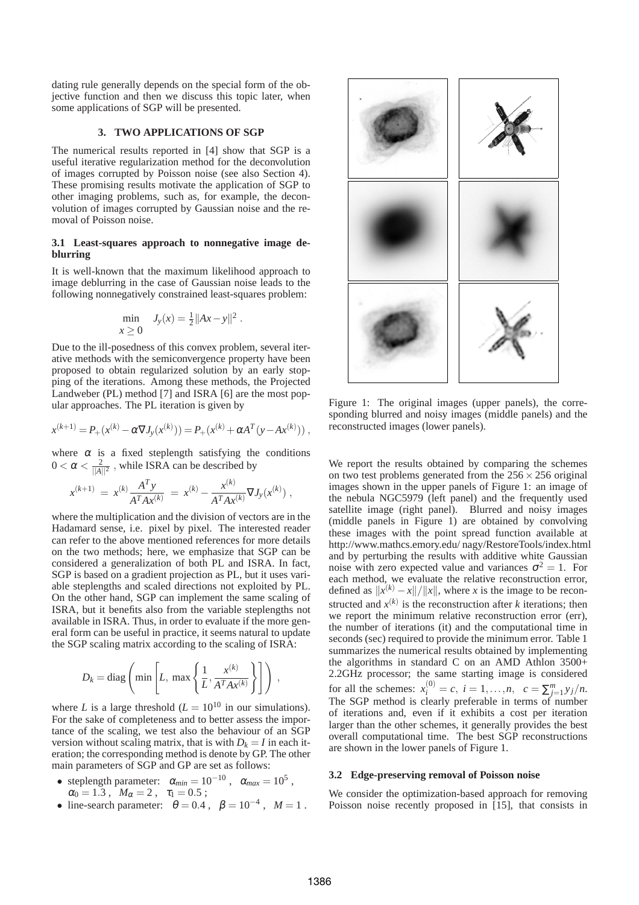dating rule generally depends on the special form of the objective function and then we discuss this topic later, when some applications of SGP will be presented.

### 3. TWO APPLICATIONS OF SGP

The numerical results reported in [4] show that SGP is a useful iterative regularization method for the deconvolution of images corrupted by Poisson noise (see also Section 4). These promising results motivate the application of SGP to other imaging problems, such as, for example, the deconvolution of images corrupted by Gaussian noise and the removal of Poisson noise.

#### 3.1 Least-squares approach to nonnegative image deblurring

It is well-known that the maximum likelihood approach to image deblurring in the case of Gaussian noise leads to the following nonnegatively constrained least-squares problem:

$$\min_{x \geq 0} \quad J_y(x) = \tfrac{1}{2}\|Ax - y\|^2 .$$

Due to the ill-posedness of this convex problem, several iterative methods with the semiconvergence property have been proposed to obtain regularized solution by an early stopping of the iterations. Among these methods, the Projected Landweber (PL) method [7] and ISRA [6] are the most popular approaches. The PL iteration is given by

$$x^{(k+1)} = P_+(x^{(k)} - \alpha \nabla J_y(x^{(k)})) = P_+(x^{(k)} + \alpha A^T(y - Ax^{(k)})) ,$$

where $\alpha$ is a fixed steplength satisfying the conditions $0 < \alpha < \frac{2}{\|A\|^2}$ , while ISRA can be described by

$$x^{(k+1)} \; = \; x^{(k)} \frac{A^T y}{A^T A x^{(k)}} \; = \; x^{(k)} - \frac{x^{(k)}}{A^T A x^{(k)}} \nabla J_y(x^{(k)}) \; ,$$

where the multiplication and the division of vectors are in the Hadamard sense, i.e. pixel by pixel. The interested reader can refer to the above mentioned references for more details on the two methods; here, we emphasize that SGP can be considered a generalization of both PL and ISRA. In fact, SGP is based on a gradient projection as PL, but it uses variable steplengths and scaled directions not exploited by PL. On the other hand, SGP can implement the same scaling of ISRA, but it benefits also from the variable steplengths not available in ISRA. Thus, in order to evaluate if the more general form can be useful in practice, it seems natural to update the SGP scaling matrix according to the scaling of ISRA:

$$D_k = \text{diag}\left( \min\left[ L, \; \max\left\{ \frac{1}{L}, \frac{x^{(k)}}{A^T A x^{(k)}} \right\} \right] \right) \; ,$$

where $L$ is a large threshold ($L = 10^{10}$ in our simulations). For the sake of completeness and to better assess the importance of the scaling, we test also the behaviour of an SGP version without scaling matrix, that is with $D_k = I$ in each iteration; the corresponding method is denote by GP. The other main parameters of SGP and GP are set as follows:

- steplength parameter: $\alpha_{min} = 10^{-10}$ , $\alpha_{max} = 10^5$ , $\alpha_0 = 1.3$ , $M_\alpha = 2$ , $\tau_1 = 0.5$ ;
- line-search parameter: $\theta = 0.4$ , $\beta = 10^{-4}$ , $M = 1$ .

Figure 1: The original images (upper panels), the corresponding blurred and noisy images (middle panels) and the reconstructed images (lower panels).

We report the results obtained by comparing the schemes on two test problems generated from the $256 \times 256$ original images shown in the upper panels of Figure 1: an image of the nebula NGC5979 (left panel) and the frequently used satellite image (right panel). Blurred and noisy images (middle panels in Figure 1) are obtained by convolving these images with the point spread function available at http://www.mathcs.emory.edu/ nagy/RestoreTools/index.html and by perturbing the results with additive white Gaussian noise with zero expected value and variances $\sigma^2 = 1$. For each method, we evaluate the relative reconstruction error, defined as $\|x^{(k)} - x\|/\|x\|$, where $x$ is the image to be reconstructed and $x^{(k)}$ is the reconstruction after $k$ iterations; then we report the minimum relative reconstruction error (err), the number of iterations (it) and the computational time in seconds (sec) required to provide the minimum error. Table 1 summarizes the numerical results obtained by implementing the algorithms in standard C on an AMD Athlon 3500+ 2.2GHz processor; the same starting image is considered for all the schemes: $x_i^{(0)} = c, \; i = 1, \ldots, n, \quad c = \sum_{j=1}^m y_j / n$. The SGP method is clearly preferable in terms of number of iterations and, even if it exhibits a cost per iteration larger than the other schemes, it generally provides the best overall computational time. The best SGP reconstructions are shown in the lower panels of Figure 1.

#### 3.2 Edge-preserving removal of Poisson noise

We consider the optimization-based approach for removing Poisson noise recently proposed in [15], that consists in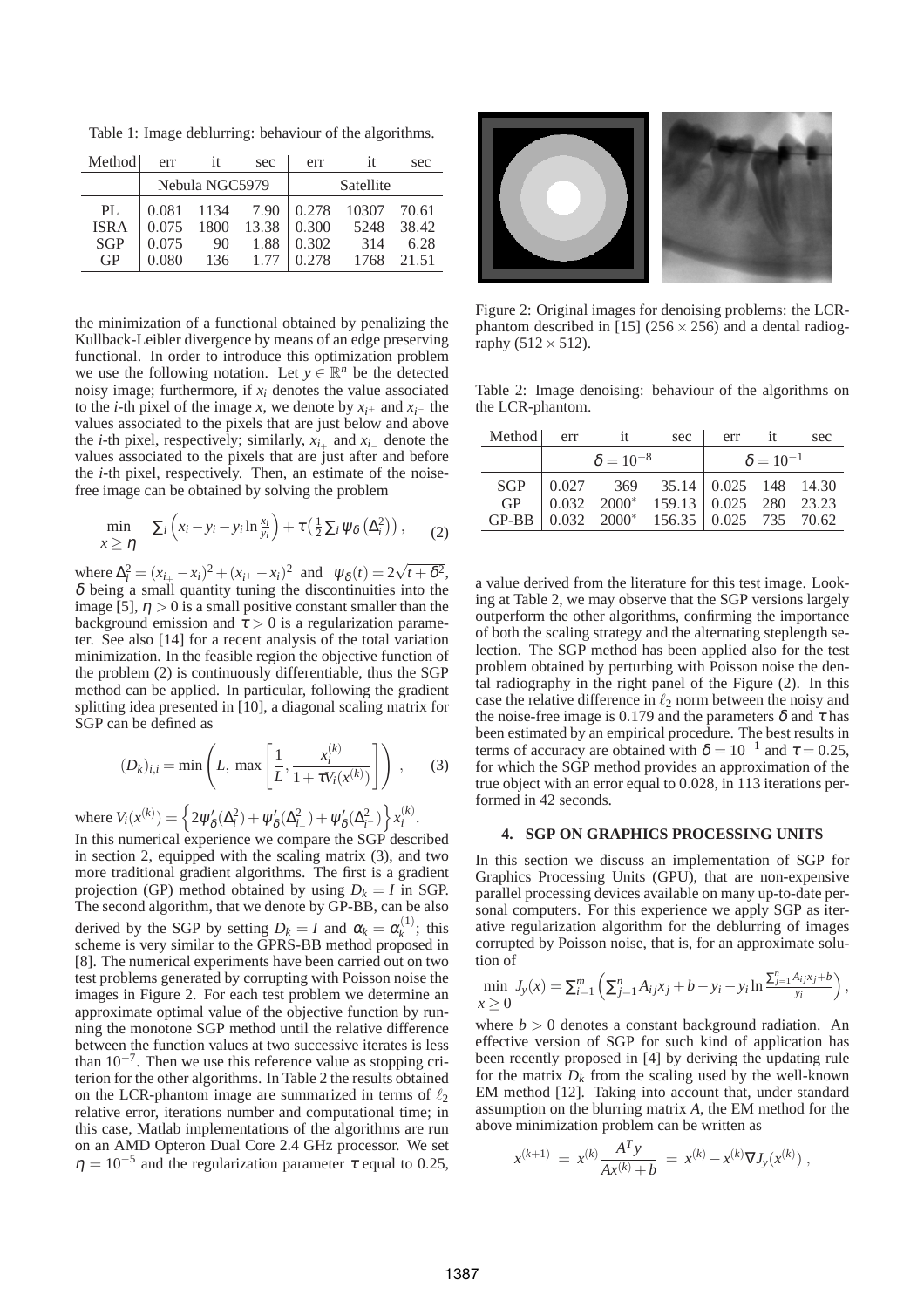Table 1: Image deblurring: behaviour of the algorithms.

| Method | err | it | sec | err | it | sec |
|---|---|---|---|---|---|---|
| | Nebula NGC5979 | | | Satellite | | |
| PL | 0.081 | 1134 | 7.90 | 0.278 | 10307 | 70.61 |
| ISRA | 0.075 | 1800 | 13.38 | 0.300 | 5248 | 38.42 |
| SGP | 0.075 | 90 | 1.88 | 0.302 | 314 | 6.28 |
| GP | 0.080 | 136 | 1.77 | 0.278 | 1768 | 21.51 |

the minimization of a functional obtained by penalizing the Kullback-Leibler divergence by means of an edge preserving functional. In order to introduce this optimization problem we use the following notation. Let $y \in \mathbb{R}^n$ be the detected noisy image; furthermore, if $x_i$ denotes the value associated to the $i$-th pixel of the image $x$, we denote by $x_{i^+}$ and $x_{i^-}$ the values associated to the pixels that are just below and above the $i$-th pixel, respectively; similarly, $x_{i_+}$ and $x_{i_-}$ denote the values associated to the pixels that are just after and before the $i$-th pixel, respectively. Then, an estimate of the noise-free image can be obtained by solving the problem

$$\min_{x \geq \eta} \quad \sum_i \left( x_i - y_i - y_i \ln \frac{x_i}{y_i} \right) + \tau \left( \frac{1}{2} \sum_i \psi_\delta \left( \Delta_i^2 \right) \right), \qquad (2)$$

where $\Delta_i^2 = (x_{i_+} - x_i)^2 + (x_{i^+} - x_i)^2$ and $\psi_\delta(t) = 2\sqrt{t + \delta^2}$, $\delta$ being a small quantity tuning the discontinuities into the image [5], $\eta > 0$ is a small positive constant smaller than the background emission and $\tau > 0$ is a regularization parameter. See also [14] for a recent analysis of the total variation minimization. In the feasible region the objective function of the problem (2) is continuously differentiable, thus the SGP method can be applied. In particular, following the gradient splitting idea presented in [10], a diagonal scaling matrix for SGP can be defined as

$$(D_k)_{i,i} = \min \left( L, \ \max \left[ \frac{1}{L}, \frac{x_i^{(k)}}{1 + \tau V_i(x^{(k)})} \right] \right), \qquad (3)$$

where $V_i(x^{(k)}) = \left\{ 2\psi'_\delta(\Delta_i^2) + \psi'_\delta(\Delta_{i_-}^2) + \psi'_\delta(\Delta_{i^-}^2) \right\} x_i^{(k)}$.

In this numerical experience we compare the SGP described in section 2, equipped with the scaling matrix (3), and two more traditional gradient algorithms. The first is a gradient projection (GP) method obtained by using $D_k = I$ in SGP. The second algorithm, that we denote by GP-BB, can be also derived by the SGP by setting $D_k = I$ and $\alpha_k = \alpha_k^{(1)}$; this scheme is very similar to the GPRS-BB method proposed in [8]. The numerical experiments have been carried out on two test problems generated by corrupting with Poisson noise the images in Figure 2. For each test problem we determine an approximate optimal value of the objective function by running the monotone SGP method until the relative difference between the function values at two successive iterates is less than $10^{-7}$. Then we use this reference value as stopping criterion for the other algorithms. In Table 2 the results obtained on the LCR-phantom image are summarized in terms of $\ell_2$ relative error, iterations number and computational time; in this case, Matlab implementations of the algorithms are run on an AMD Opteron Dual Core 2.4 GHz processor. We set $\eta = 10^{-5}$ and the regularization parameter $\tau$ equal to 0.25, a value derived from the literature for this test image. Looking at Table 2, we may observe that the SGP versions largely outperform the other algorithms, confirming the importance of both the scaling strategy and the alternating steplength selection. The SGP method has been applied also for the test problem obtained by perturbing with Poisson noise the dental radiography in the right panel of the Figure (2). In this case the relative difference in $\ell_2$ norm between the noisy and the noise-free image is 0.179 and the parameters $\delta$ and $\tau$ has been estimated by an empirical procedure. The best results in terms of accuracy are obtained with $\delta = 10^{-1}$ and $\tau = 0.25$, for which the SGP method provides an approximation of the true object with an error equal to 0.028, in 113 iterations performed in 42 seconds.

Figure 2: Original images for denoising problems: the LCR-phantom described in [15] ($256 \times 256$) and a dental radiography ($512 \times 512$).

Table 2: Image denoising: behaviour of the algorithms on the LCR-phantom.

| Method | err | it | sec | err | it | sec |
|---|---|---|---|---|---|---|
| | $\delta = 10^{-8}$ | | | $\delta = 10^{-1}$ | | |
| SGP | 0.027 | 369 | 35.14 | 0.025 | 148 | 14.30 |
| GP | 0.032 | 2000* | 159.13 | 0.025 | 280 | 23.23 |
| GP-BB | 0.032 | 2000* | 156.35 | 0.025 | 735 | 70.62 |

## 4. SGP ON GRAPHICS PROCESSING UNITS

In this section we discuss an implementation of SGP for Graphics Processing Units (GPU), that are non-expensive parallel processing devices available on many up-to-date personal computers. For this experience we apply SGP as iterative regularization algorithm for the deblurring of images corrupted by Poisson noise, that is, for an approximate solution of

$$\min_{x \geq 0} \ J_y(x) = \sum_{i=1}^m \left( \sum_{j=1}^n A_{ij} x_j + b - y_i - y_i \ln \frac{\sum_{j=1}^n A_{ij} x_j + b}{y_i} \right),$$

where $b > 0$ denotes a constant background radiation. An effective version of SGP for such kind of application has been recently proposed in [4] by deriving the updating rule for the matrix $D_k$ from the scaling used by the well-known EM method [12]. Taking into account that, under standard assumption on the blurring matrix $A$, the EM method for the above minimization problem can be written as

$$x^{(k+1)} \ = \ x^{(k)} \frac{A^T y}{A x^{(k)} + b} \ = \ x^{(k)} - x^{(k)} \nabla J_y(x^{(k)}) \, ,$$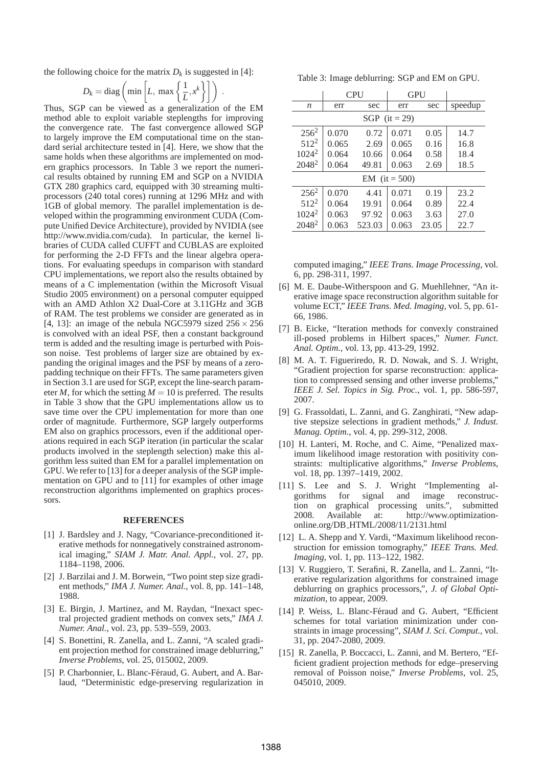the following choice for the matrix $D_k$ is suggested in [4]:

$$D_k = \text{diag}\left(\min\left[L,\ \max\left\{\frac{1}{L}, x^k\right\}\right]\right).$$

Thus, SGP can be viewed as a generalization of the EM method able to exploit variable steplengths for improving the convergence rate. The fast convergence allowed SGP to largely improve the EM computational time on the standard serial architecture tested in [4]. Here, we show that the same holds when these algorithms are implemented on modern graphics processors. In Table 3 we report the numerical results obtained by running EM and SGP on a NVIDIA GTX 280 graphics card, equipped with 30 streaming multiprocessors (240 total cores) running at 1296 MHz and with 1GB of global memory. The parallel implementation is developed within the programming environment CUDA (Compute Unified Device Architecture), provided by NVIDIA (see http://www.nvidia.com/cuda). In particular, the kernel libraries of CUDA called CUFFT and CUBLAS are exploited for performing the 2-D FFTs and the linear algebra operations. For evaluating speedups in comparison with standard CPU implementations, we report also the results obtained by means of a C implementation (within the Microsoft Visual Studio 2005 environment) on a personal computer equipped with an AMD Athlon X2 Dual-Core at 3.11GHz and 3GB of RAM. The test problems we consider are generated as in [4, 13]: an image of the nebula NGC5979 sized $256 \times 256$ is convolved with an ideal PSF, then a constant background term is added and the resulting image is perturbed with Poisson noise. Test problems of larger size are obtained by expanding the original images and the PSF by means of a zero-padding technique on their FFTs. The same parameters given in Section 3.1 are used for SGP, except the line-search parameter $M$, for which the setting $M = 10$ is preferred. The results in Table 3 show that the GPU implementations allow us to save time over the CPU implementation for more than one order of magnitude. Furthermore, SGP largely outperforms EM also on graphics processors, even if the additional operations required in each SGP iteration (in particular the scalar products involved in the steplength selection) make this algorithm less suited than EM for a parallel implementation on GPU. We refer to [13] for a deeper analysis of the SGP implementation on GPU and to [11] for examples of other image reconstruction algorithms implemented on graphics processors.

Table 3: Image deblurring: SGP and EM on GPU.

| | CPU | | GPU | | |
|---|---|---|---|---|---|
| $n$ | err | sec | err | sec | speedup |
| SGP (it = 29) | | | | | |
| $256^2$ | 0.070 | 0.72 | 0.071 | 0.05 | 14.7 |
| $512^2$ | 0.065 | 2.69 | 0.065 | 0.16 | 16.8 |
| $1024^2$ | 0.064 | 10.66 | 0.064 | 0.58 | 18.4 |
| $2048^2$ | 0.064 | 49.81 | 0.063 | 2.69 | 18.5 |
| EM (it = 500) | | | | | |
| $256^2$ | 0.070 | 4.41 | 0.071 | 0.19 | 23.2 |
| $512^2$ | 0.064 | 19.91 | 0.064 | 0.89 | 22.4 |
| $1024^2$ | 0.063 | 97.92 | 0.063 | 3.63 | 27.0 |
| $2048^2$ | 0.063 | 523.03 | 0.063 | 23.05 | 22.7 |

## REFERENCES

[1] J. Bardsley and J. Nagy, "Covariance-preconditioned iterative methods for nonnegatively constrained astronomical imaging," *SIAM J. Matr. Anal. Appl.*, vol. 27, pp. 1184–1198, 2006.

[2] J. Barzilai and J. M. Borwein, "Two point step size gradient methods," *IMA J. Numer. Anal.*, vol. 8, pp. 141–148, 1988.

[3] E. Birgin, J. Martinez, and M. Raydan, "Inexact spectral projected gradient methods on convex sets," *IMA J. Numer. Anal.*, vol. 23, pp. 539–559, 2003.

[4] S. Bonettini, R. Zanella, and L. Zanni, "A scaled gradient projection method for constrained image deblurring," *Inverse Problems*, vol. 25, 015002, 2009.

[5] P. Charbonnier, L. Blanc-Féraud, G. Aubert, and A. Barlaud, "Deterministic edge-preserving regularization in computed imaging," *IEEE Trans. Image Processing*, vol. 6, pp. 298-311, 1997.

[6] M. E. Daube-Witherspoon and G. Muehllehner, "An iterative image space reconstruction algorithm suitable for volume ECT," *IEEE Trans. Med. Imaging*, vol. 5, pp. 61-66, 1986.

[7] B. Eicke, "Iteration methods for convexly constrained ill-posed problems in Hilbert spaces," *Numer. Funct. Anal. Optim.*, vol. 13, pp. 413-29, 1992.

[8] M. A. T. Figueriredo, R. D. Nowak, and S. J. Wright, "Gradient projection for sparse reconstruction: application to compressed sensing and other inverse problems," *IEEE J. Sel. Topics in Sig. Proc.*, vol. 1, pp. 586-597, 2007.

[9] G. Frassoldati, L. Zanni, and G. Zanghirati, "New adaptive stepsize selections in gradient methods," *J. Indust. Manag. Optim.*, vol. 4, pp. 299-312, 2008.

[10] H. Lanteri, M. Roche, and C. Aime, "Penalized maximum likelihood image restoration with positivity constraints: multiplicative algorithms," *Inverse Problems*, vol. 18, pp. 1397–1419, 2002.

[11] S. Lee and S. J. Wright "Implementing algorithms for signal and image reconstruction on graphical processing units.", submitted 2008. Available at: http://www.optimization-online.org/DB_HTML/2008/11/2131.html

[12] L. A. Shepp and Y. Vardi, "Maximum likelihood reconstruction for emission tomography," *IEEE Trans. Med. Imaging*, vol. 1, pp. 113–122, 1982.

[13] V. Ruggiero, T. Serafini, R. Zanella, and L. Zanni, "Iterative regularization algorithms for constrained image deblurring on graphics processors,", *J. of Global Optimization*, to appear, 2009.

[14] P. Weiss, L. Blanc-Féraud and G. Aubert, "Efficient schemes for total variation minimization under constraints in image processing", *SIAM J. Sci. Comput.*, vol. 31, pp. 2047-2080, 2009.

[15] R. Zanella, P. Boccacci, L. Zanni, and M. Bertero, "Efficient gradient projection methods for edge–preserving removal of Poisson noise," *Inverse Problems*, vol. 25, 045010, 2009.